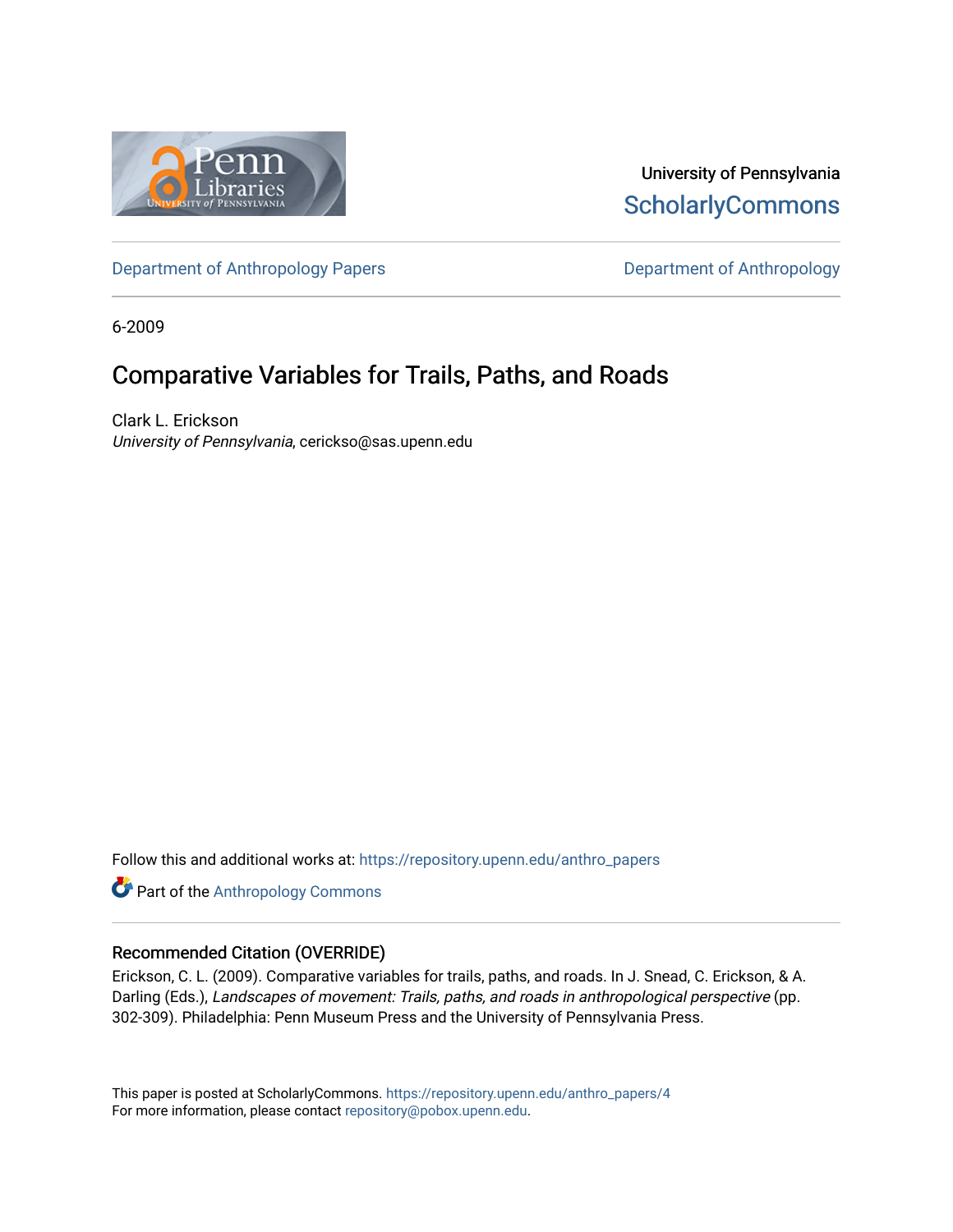University of Pennsylvania
ScholarlyCommons

Department of Anthropology Papers | Department of Anthropology

6-2009

# Comparative Variables for Trails, Paths, and Roads

Clark L. Erickson
*University of Pennsylvania*, cerickso@sas.upenn.edu

Follow this and additional works at: https://repository.upenn.edu/anthro_papers

Part of the Anthropology Commons

## Recommended Citation (OVERRIDE)

Erickson, C. L. (2009). Comparative variables for trails, paths, and roads. In J. Snead, C. Erickson, & A. Darling (Eds.), *Landscapes of movement: Trails, paths, and roads in anthropological perspective* (pp. 302-309). Philadelphia: Penn Museum Press and the University of Pennsylvania Press.

This paper is posted at ScholarlyCommons. https://repository.upenn.edu/anthro_papers/4
For more information, please contact repository@pobox.upenn.edu.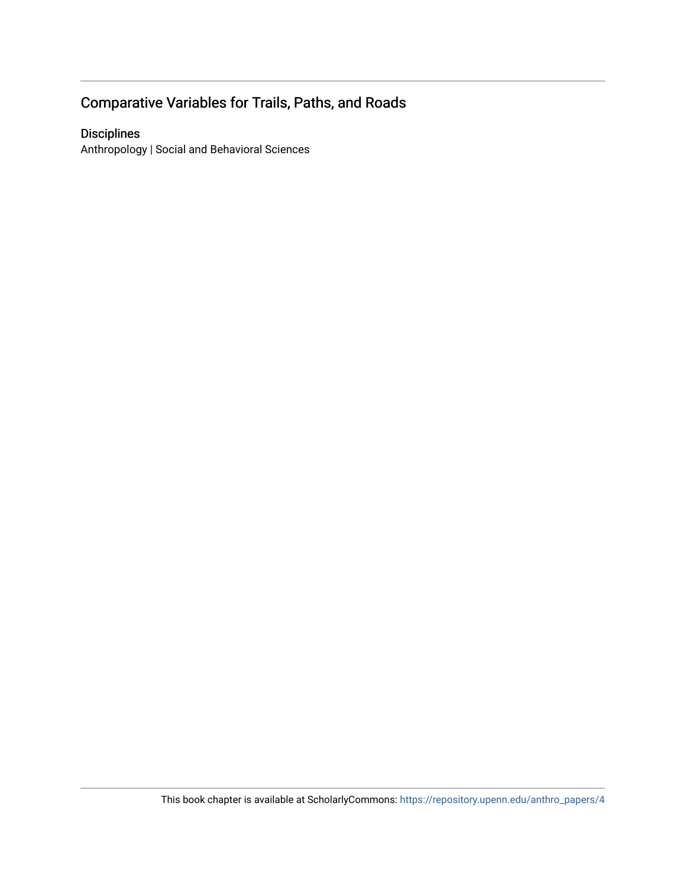## Comparative Variables for Trails, Paths, and Roads

### Disciplines

Anthropology | Social and Behavioral Sciences

This book chapter is available at ScholarlyCommons: https://repository.upenn.edu/anthro_papers/4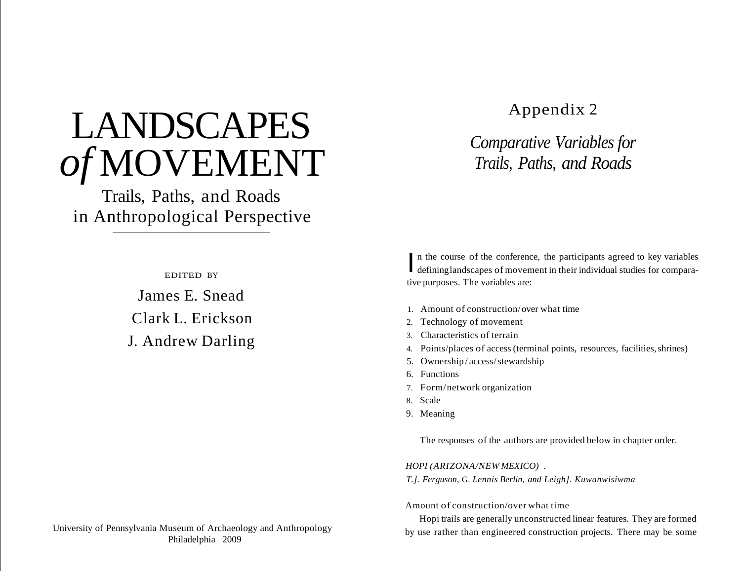# LANDSCAPES *of* MOVEMENT

## Trails, Paths, and Roads in Anthropological Perspective

EDITED BY

James E. Snead

Clark L. Erickson

J. Andrew Darling

University of Pennsylvania Museum of Archaeology and Anthropology
Philadelphia 2009

# Appendix 2

## *Comparative Variables for Trails, Paths, and Roads*

In the course of the conference, the participants agreed to key variables defining landscapes of movement in their individual studies for comparative purposes. The variables are:

1. Amount of construction/over what time
2. Technology of movement
3. Characteristics of terrain
4. Points/places of access (terminal points, resources, facilities, shrines)
5. Ownership/access/stewardship
6. Functions
7. Form/network organization
8. Scale
9. Meaning

The responses of the authors are provided below in chapter order.

*HOPI (ARIZONA/NEW MEXICO)* .
*T.]. Ferguson,* G. *Lennis Berlin, and Leigh]. Kuwanwisiwma*

Amount of construction/over what time

Hopi trails are generally unconstructed linear features. They are formed by use rather than engineered construction projects. There may be some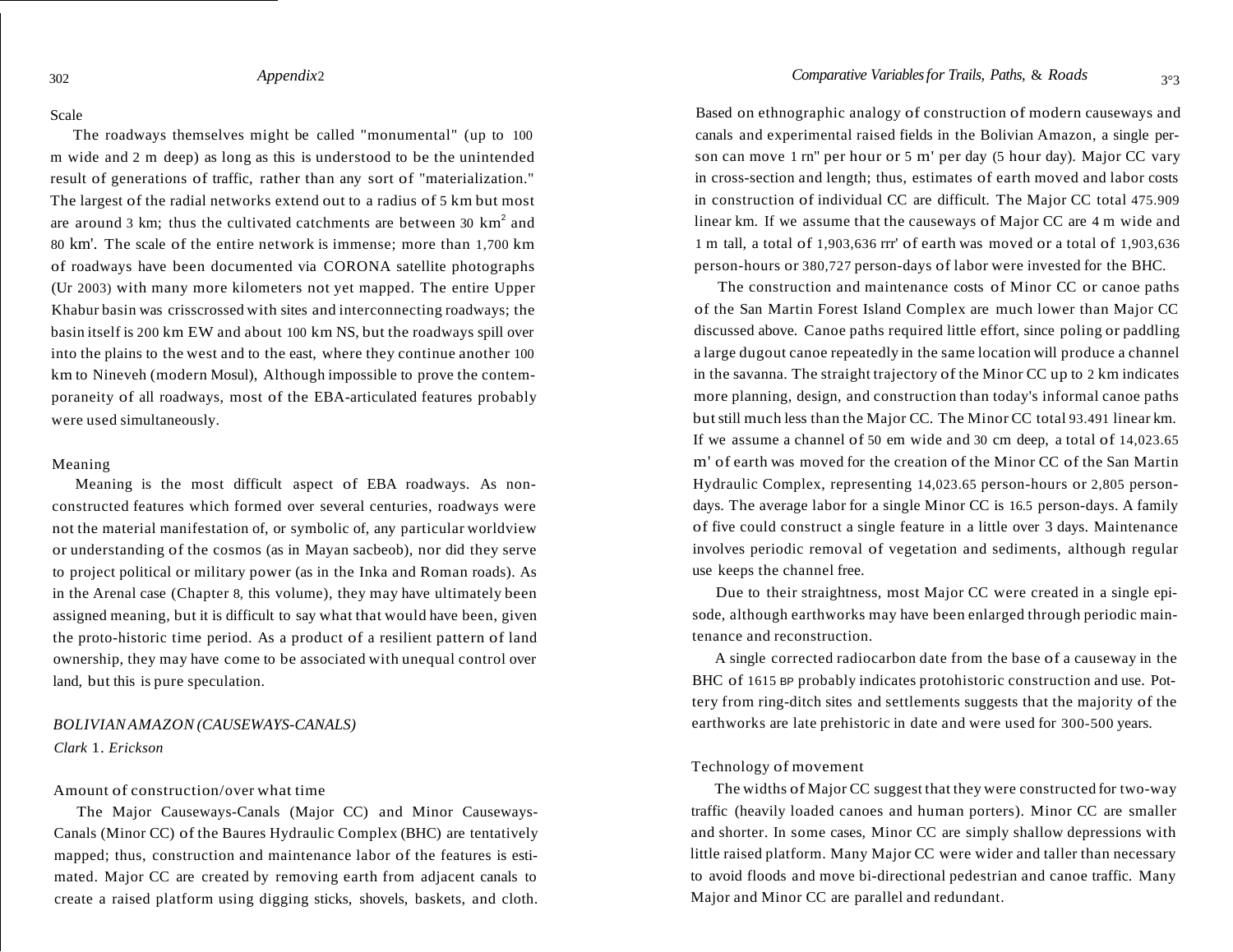Scale

The roadways themselves might be called "monumental" (up to 100 m wide and 2 m deep) as long as this is understood to be the unintended result of generations of traffic, rather than any sort of "materialization." The largest of the radial networks extend out to a radius of 5 km but most are around 3 km; thus the cultivated catchments are between 30 $km^2$ and 80 km'. The scale of the entire network is immense; more than 1,700 km of roadways have been documented via CORONA satellite photographs (Ur 2003) with many more kilometers not yet mapped. The entire Upper Khabur basin was crisscrossed with sites and interconnecting roadways; the basin itself is 200 km EW and about 100 km NS, but the roadways spill over into the plains to the west and to the east, where they continue another 100 km to Nineveh (modern Mosul), Although impossible to prove the contemporaneity of all roadways, most of the EBA-articulated features probably were used simultaneously.

Meaning

Meaning is the most difficult aspect of EBA roadways. As non-constructed features which formed over several centuries, roadways were not the material manifestation of, or symbolic of, any particular worldview or understanding of the cosmos (as in Mayan sacbeob), nor did they serve to project political or military power (as in the Inka and Roman roads). As in the Arenal case (Chapter 8, this volume), they may have ultimately been assigned meaning, but it is difficult to say what that would have been, given the proto-historic time period. As a product of a resilient pattern of land ownership, they may have come to be associated with unequal control over land, but this is pure speculation.

*BOLIVIAN AMAZON (CAUSEWAYS-CANALS)*

*Clark* 1. *Erickson*

Amount of construction/over what time

The Major Causeways-Canals (Major CC) and Minor Causeways-Canals (Minor CC) of the Baures Hydraulic Complex (BHC) are tentatively mapped; thus, construction and maintenance labor of the features is estimated. Major CC are created by removing earth from adjacent canals to create a raised platform using digging sticks, shovels, baskets, and cloth. Based on ethnographic analogy of construction of modern causeways and canals and experimental raised fields in the Bolivian Amazon, a single person can move 1 rn" per hour or 5 m' per day (5 hour day). Major CC vary in cross-section and length; thus, estimates of earth moved and labor costs in construction of individual CC are difficult. The Major CC total 475.909 linear km. If we assume that the causeways of Major CC are 4 m wide and 1 m tall, a total of 1,903,636 rrr' of earth was moved or a total of 1,903,636 person-hours or 380,727 person-days of labor were invested for the BHC.

The construction and maintenance costs of Minor CC or canoe paths of the San Martin Forest Island Complex are much lower than Major CC discussed above. Canoe paths required little effort, since poling or paddling a large dugout canoe repeatedly in the same location will produce a channel in the savanna. The straight trajectory of the Minor CC up to 2 km indicates more planning, design, and construction than today's informal canoe paths but still much less than the Major CC. The Minor CC total 93.491 linear km. If we assume a channel of 50 em wide and 30 cm deep, a total of 14,023.65 m' of earth was moved for the creation of the Minor CC of the San Martin Hydraulic Complex, representing 14,023.65 person-hours or 2,805 person-days. The average labor for a single Minor CC is 16.5 person-days. A family of five could construct a single feature in a little over 3 days. Maintenance involves periodic removal of vegetation and sediments, although regular use keeps the channel free.

Due to their straightness, most Major CC were created in a single episode, although earthworks may have been enlarged through periodic maintenance and reconstruction.

A single corrected radiocarbon date from the base of a causeway in the BHC of 1615 BP probably indicates protohistoric construction and use. Pottery from ring-ditch sites and settlements suggests that the majority of the earthworks are late prehistoric in date and were used for 300-500 years.

Technology of movement

The widths of Major CC suggest that they were constructed for two-way traffic (heavily loaded canoes and human porters). Minor CC are smaller and shorter. In some cases, Minor CC are simply shallow depressions with little raised platform. Many Major CC were wider and taller than necessary to avoid floods and move bi-directional pedestrian and canoe traffic. Many Major and Minor CC are parallel and redundant.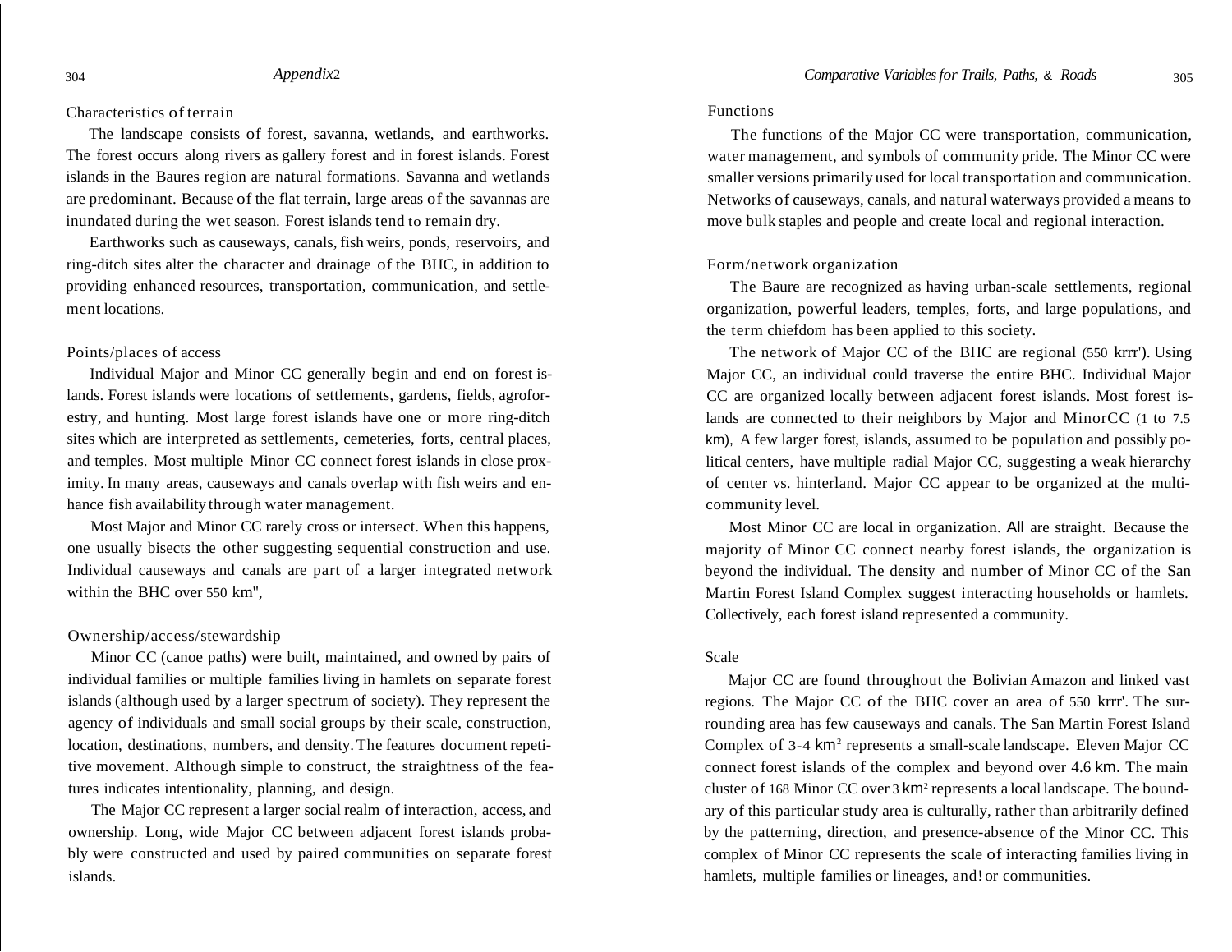### Characteristics of terrain

The landscape consists of forest, savanna, wetlands, and earthworks. The forest occurs along rivers as gallery forest and in forest islands. Forest islands in the Baures region are natural formations. Savanna and wetlands are predominant. Because of the flat terrain, large areas of the savannas are inundated during the wet season. Forest islands tend to remain dry.

Earthworks such as causeways, canals, fish weirs, ponds, reservoirs, and ring-ditch sites alter the character and drainage of the BHC, in addition to providing enhanced resources, transportation, communication, and settlement locations.

### Points/places of access

Individual Major and Minor CC generally begin and end on forest islands. Forest islands were locations of settlements, gardens, fields, agroforestry, and hunting. Most large forest islands have one or more ring-ditch sites which are interpreted as settlements, cemeteries, forts, central places, and temples. Most multiple Minor CC connect forest islands in close proximity. In many areas, causeways and canals overlap with fish weirs and enhance fish availability through water management.

Most Major and Minor CC rarely cross or intersect. When this happens, one usually bisects the other suggesting sequential construction and use. Individual causeways and canals are part of a larger integrated network within the BHC over 550 km",

### Ownership/access/stewardship

Minor CC (canoe paths) were built, maintained, and owned by pairs of individual families or multiple families living in hamlets on separate forest islands (although used by a larger spectrum of society). They represent the agency of individuals and small social groups by their scale, construction, location, destinations, numbers, and density. The features document repetitive movement. Although simple to construct, the straightness of the features indicates intentionality, planning, and design.

The Major CC represent a larger social realm of interaction, access, and ownership. Long, wide Major CC between adjacent forest islands probably were constructed and used by paired communities on separate forest islands.

### Functions

The functions of the Major CC were transportation, communication, water management, and symbols of community pride. The Minor CC were smaller versions primarily used for local transportation and communication. Networks of causeways, canals, and natural waterways provided a means to move bulk staples and people and create local and regional interaction.

### Form/network organization

The Baure are recognized as having urban-scale settlements, regional organization, powerful leaders, temples, forts, and large populations, and the term chiefdom has been applied to this society.

The network of Major CC of the BHC are regional (550 krrr'). Using Major CC, an individual could traverse the entire BHC. Individual Major CC are organized locally between adjacent forest islands. Most forest islands are connected to their neighbors by Major and MinorCC (1 to 7.5 km), A few larger forest, islands, assumed to be population and possibly political centers, have multiple radial Major CC, suggesting a weak hierarchy of center vs. hinterland. Major CC appear to be organized at the multi-community level.

Most Minor CC are local in organization. All are straight. Because the majority of Minor CC connect nearby forest islands, the organization is beyond the individual. The density and number of Minor CC of the San Martin Forest Island Complex suggest interacting households or hamlets. Collectively, each forest island represented a community.

### Scale

Major CC are found throughout the Bolivian Amazon and linked vast regions. The Major CC of the BHC cover an area of 550 krrr'. The surrounding area has few causeways and canals. The San Martin Forest Island Complex of 3-4 $km^2$ represents a small-scale landscape. Eleven Major CC connect forest islands of the complex and beyond over 4.6 km. The main cluster of 168 Minor CC over 3 $km^2$ represents a local landscape. The boundary of this particular study area is culturally, rather than arbitrarily defined by the patterning, direction, and presence-absence of the Minor CC. This complex of Minor CC represents the scale of interacting families living in hamlets, multiple families or lineages, and! or communities.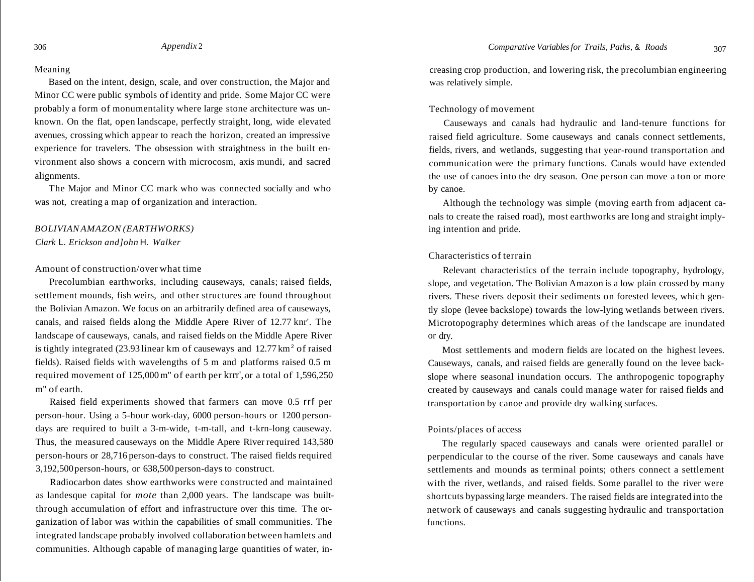Meaning

Based on the intent, design, scale, and over construction, the Major and Minor CC were public symbols of identity and pride. Some Major CC were probably a form of monumentality where large stone architecture was unknown. On the flat, open landscape, perfectly straight, long, wide elevated avenues, crossing which appear to reach the horizon, created an impressive experience for travelers. The obsession with straightness in the built environment also shows a concern with microcosm, axis mundi, and sacred alignments.

The Major and Minor CC mark who was connected socially and who was not, creating a map of organization and interaction.

*BOLIVIAN AMAZON (EARTHWORKS)*

*Clark L. Erickson and John H. Walker*

Amount of construction/over what time

Precolumbian earthworks, including causeways, canals; raised fields, settlement mounds, fish weirs, and other structures are found throughout the Bolivian Amazon. We focus on an arbitrarily defined area of causeways, canals, and raised fields along the Middle Apere River of 12.77 knr'. The landscape of causeways, canals, and raised fields on the Middle Apere River is tightly integrated (23.93 linear km of causeways and 12.77 $km^2$ of raised fields). Raised fields with wavelengths of 5 m and platforms raised 0.5 m required movement of 125,000 m" of earth per krrr', or a total of 1,596,250 m" of earth.

Raised field experiments showed that farmers can move 0.5 rrf per person-hour. Using a 5-hour work-day, 6000 person-hours or 1200 person-days are required to built a 3-m-wide, t-m-tall, and t-krn-long causeway. Thus, the measured causeways on the Middle Apere River required 143,580 person-hours or 28,716 person-days to construct. The raised fields required 3,192,500 person-hours, or 638,500 person-days to construct.

Radiocarbon dates show earthworks were constructed and maintained as landesque capital for *mote* than 2,000 years. The landscape was built-through accumulation of effort and infrastructure over this time. The organization of labor was within the capabilities of small communities. The integrated landscape probably involved collaboration between hamlets and communities. Although capable of managing large quantities of water, increasing crop production, and lowering risk, the precolumbian engineering was relatively simple.

Technology of movement

Causeways and canals had hydraulic and land-tenure functions for raised field agriculture. Some causeways and canals connect settlements, fields, rivers, and wetlands, suggesting that year-round transportation and communication were the primary functions. Canals would have extended the use of canoes into the dry season. One person can move a ton or more by canoe.

Although the technology was simple (moving earth from adjacent canals to create the raised road), most earthworks are long and straight implying intention and pride.

Characteristics of terrain

Relevant characteristics of the terrain include topography, hydrology, slope, and vegetation. The Bolivian Amazon is a low plain crossed by many rivers. These rivers deposit their sediments on forested levees, which gently slope (levee backslope) towards the low-lying wetlands between rivers. Microtopography determines which areas of the landscape are inundated or dry.

Most settlements and modern fields are located on the highest levees. Causeways, canals, and raised fields are generally found on the levee backslope where seasonal inundation occurs. The anthropogenic topography created by causeways and canals could manage water for raised fields and transportation by canoe and provide dry walking surfaces.

Points/places of access

The regularly spaced causeways and canals were oriented parallel or perpendicular to the course of the river. Some causeways and canals have settlements and mounds as terminal points; others connect a settlement with the river, wetlands, and raised fields. Some parallel to the river were shortcuts bypassing large meanders. The raised fields are integrated into the network of causeways and canals suggesting hydraulic and transportation functions.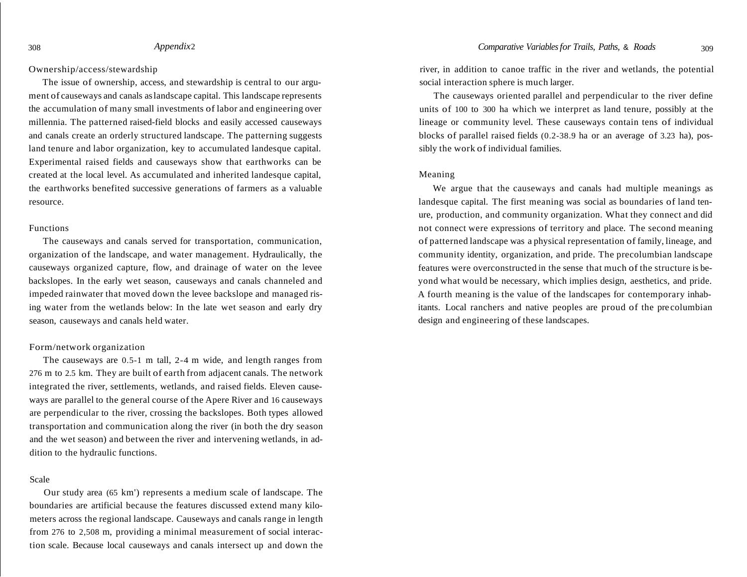### Ownership/access/stewardship

The issue of ownership, access, and stewardship is central to our argument of causeways and canals as landscape capital. This landscape represents the accumulation of many small investments of labor and engineering over millennia. The patterned raised-field blocks and easily accessed causeways and canals create an orderly structured landscape. The patterning suggests land tenure and labor organization, key to accumulated landesque capital. Experimental raised fields and causeways show that earthworks can be created at the local level. As accumulated and inherited landesque capital, the earthworks benefited successive generations of farmers as a valuable resource.

### Functions

The causeways and canals served for transportation, communication, organization of the landscape, and water management. Hydraulically, the causeways organized capture, flow, and drainage of water on the levee backslopes. In the early wet season, causeways and canals channeled and impeded rainwater that moved down the levee backslope and managed rising water from the wetlands below: In the late wet season and early dry season, causeways and canals held water.

### Form/network organization

The causeways are 0.5-1 m tall, 2-4 m wide, and length ranges from 276 m to 2.5 km. They are built of earth from adjacent canals. The network integrated the river, settlements, wetlands, and raised fields. Eleven causeways are parallel to the general course of the Apere River and 16 causeways are perpendicular to the river, crossing the backslopes. Both types allowed transportation and communication along the river (in both the dry season and the wet season) and between the river and intervening wetlands, in addition to the hydraulic functions.

### Scale

Our study area (65 km') represents a medium scale of landscape. The boundaries are artificial because the features discussed extend many kilometers across the regional landscape. Causeways and canals range in length from 276 to 2,508 m, providing a minimal measurement of social interaction scale. Because local causeways and canals intersect up and down the river, in addition to canoe traffic in the river and wetlands, the potential social interaction sphere is much larger.

The causeways oriented parallel and perpendicular to the river define units of 100 to 300 ha which we interpret as land tenure, possibly at the lineage or community level. These causeways contain tens of individual blocks of parallel raised fields (0.2-38.9 ha or an average of 3.23 ha), possibly the work of individual families.

### Meaning

We argue that the causeways and canals had multiple meanings as landesque capital. The first meaning was social as boundaries of land tenure, production, and community organization. What they connect and did not connect were expressions of territory and place. The second meaning of patterned landscape was a physical representation of family, lineage, and community identity, organization, and pride. The precolumbian landscape features were overconstructed in the sense that much of the structure is beyond what would be necessary, which implies design, aesthetics, and pride. A fourth meaning is the value of the landscapes for contemporary inhabitants. Local ranchers and native peoples are proud of the precolumbian design and engineering of these landscapes.